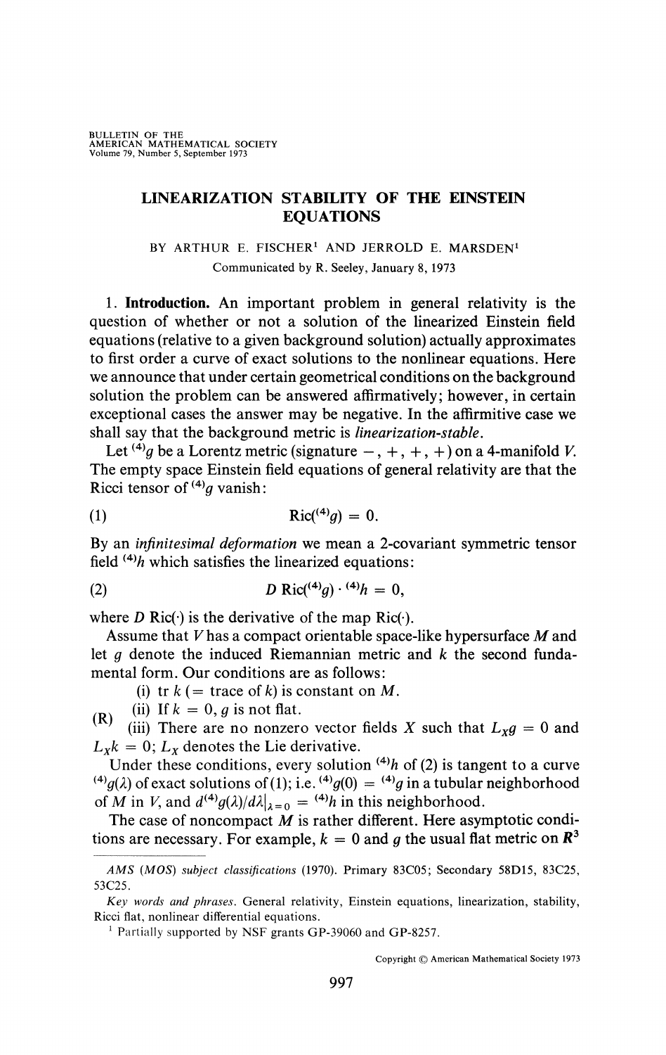BULLETIN OF THE AMERICAN MATHEMATICAL SOCIETY
Volume 79, Number 5, September 1973

# LINEARIZATION STABILITY OF THE EINSTEIN EQUATIONS

BY ARTHUR E. FISCHER[1] AND JERROLD E. MARSDEN[1]

Communicated by R. Seeley, January 8, 1973

1. **Introduction.** An important problem in general relativity is the question of whether or not a solution of the linearized Einstein field equations (relative to a given background solution) actually approximates to first order a curve of exact solutions to the nonlinear equations. Here we announce that under certain geometrical conditions on the background solution the problem can be answered affirmatively; however, in certain exceptional cases the answer may be negative. In the affirmitive case we shall say that the background metric is *linearization-stable*.

Let ${}^{(4)}g$ be a Lorentz metric (signature $-, +, +, +$) on a 4-manifold $V$. The empty space Einstein field equations of general relativity are that the Ricci tensor of ${}^{(4)}g$ vanish:

$$\text{Ric}({}^{(4)}g) = 0. \tag{1}$$

By an *infinitesimal deformation* we mean a 2-covariant symmetric tensor field ${}^{(4)}h$ which satisfies the linearized equations:

$$D\,\text{Ric}({}^{(4)}g) \cdot {}^{(4)}h = 0, \tag{2}$$

where $D\,\text{Ric}(\cdot)$ is the derivative of the map $\text{Ric}(\cdot)$.

Assume that $V$ has a compact orientable space-like hypersurface $M$ and let $g$ denote the induced Riemannian metric and $k$ the second fundamental form. Our conditions are as follows:

(R)
- (i) $\text{tr}\, k$ ($=$ trace of $k$) is constant on $M$.
- (ii) If $k = 0$, $g$ is not flat.
- (iii) There are no nonzero vector fields $X$ such that $L_X g = 0$ and $L_X k = 0$; $L_X$ denotes the Lie derivative.

Under these conditions, every solution ${}^{(4)}h$ of (2) is tangent to a curve ${}^{(4)}g(\lambda)$ of exact solutions of (1); i.e. ${}^{(4)}g(0) = {}^{(4)}g$ in a tubular neighborhood of $M$ in $V$, and $d^{(4)}g(\lambda)/d\lambda|_{\lambda=0} = {}^{(4)}h$ in this neighborhood.

The case of noncompact $M$ is rather different. Here asymptotic conditions are necessary. For example, $k = 0$ and $g$ the usual flat metric on $\mathbf{R}^3$

*AMS (MOS) subject classifications* (1970). Primary 83C05; Secondary 58D15, 83C25, 53C25.

*Key words and phrases.* General relativity, Einstein equations, linearization, stability, Ricci flat, nonlinear differential equations.

[1] Partially supported by NSF grants GP-39060 and GP-8257.

Copyright © American Mathematical Society 1973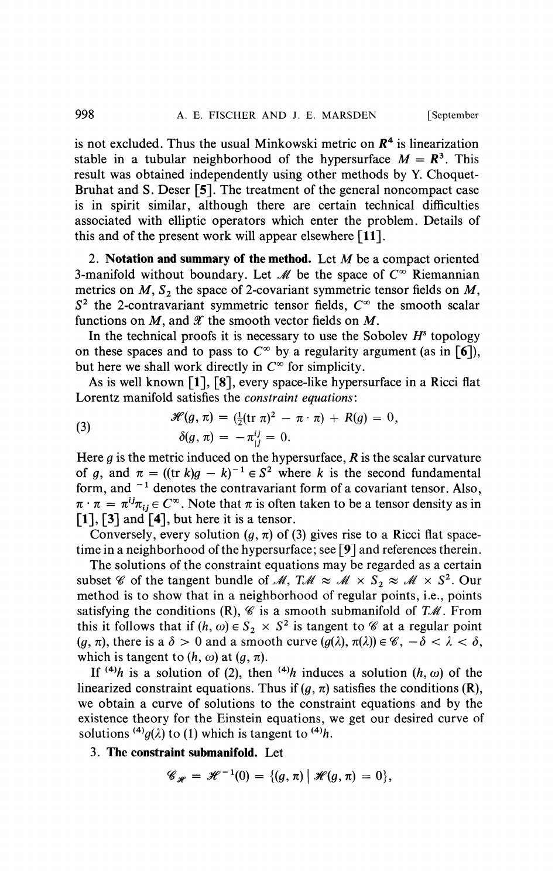is not excluded. Thus the usual Minkowski metric on $\boldsymbol{R}^4$ is linearization stable in a tubular neighborhood of the hypersurface $M = \boldsymbol{R}^3$. This result was obtained independently using other methods by Y. Choquet-Bruhat and S. Deser [5]. The treatment of the general noncompact case is in spirit similar, although there are certain technical difficulties associated with elliptic operators which enter the problem. Details of this and of the present work will appear elsewhere [11].

2. **Notation and summary of the method.** Let $M$ be a compact oriented 3-manifold without boundary. Let $\mathscr{M}$ be the space of $C^\infty$ Riemannian metrics on $M$, $S_2$ the space of 2-covariant symmetric tensor fields on $M$, $S^2$ the 2-contravariant symmetric tensor fields, $C^\infty$ the smooth scalar functions on $M$, and $\mathscr{X}$ the smooth vector fields on $M$.

In the technical proofs it is necessary to use the Sobolev $H^s$ topology on these spaces and to pass to $C^\infty$ by a regularity argument (as in [6]), but here we shall work directly in $C^\infty$ for simplicity.

As is well known [1], [8], every space-like hypersurface in a Ricci flat Lorentz manifold satisfies the *constraint equations*:

$$
\begin{aligned}
\mathscr{H}(g, \pi) &= \left(\tfrac{1}{2}(\operatorname{tr} \pi)^2 - \pi \cdot \pi\right) + R(g) = 0, \\
\delta(g, \pi) &= -\pi^{ij}_{\ \ |j} = 0.
\end{aligned} \tag{3}
$$

Here $g$ is the metric induced on the hypersurface, $R$ is the scalar curvature of $g$, and $\pi = ((\operatorname{tr} k)g - k)^{-1} \in S^2$ where $k$ is the second fundamental form, and ${}^{-1}$ denotes the contravariant form of a covariant tensor. Also, $\pi \cdot \pi = \pi^{ij}\pi_{ij} \in C^\infty$. Note that $\pi$ is often taken to be a tensor density as in [1], [3] and [4], but here it is a tensor.

Conversely, every solution $(g, \pi)$ of (3) gives rise to a Ricci flat space-time in a neighborhood of the hypersurface; see [9] and references therein.

The solutions of the constraint equations may be regarded as a certain subset $\mathscr{C}$ of the tangent bundle of $\mathscr{M}$, $T\mathscr{M} \approx \mathscr{M} \times S_2 \approx \mathscr{M} \times S^2$. Our method is to show that in a neighborhood of regular points, i.e., points satisfying the conditions (R), $\mathscr{C}$ is a smooth submanifold of $T\mathscr{M}$. From this it follows that if $(h, \omega) \in S_2 \times S^2$ is tangent to $\mathscr{C}$ at a regular point $(g, \pi)$, there is a $\delta > 0$ and a smooth curve $(g(\lambda), \pi(\lambda)) \in \mathscr{C}$, $-\delta < \lambda < \delta$, which is tangent to $(h, \omega)$ at $(g, \pi)$.

If ${}^{(4)}h$ is a solution of (2), then ${}^{(4)}h$ induces a solution $(h, \omega)$ of the linearized constraint equations. Thus if $(g, \pi)$ satisfies the conditions (R), we obtain a curve of solutions to the constraint equations and by the existence theory for the Einstein equations, we get our desired curve of solutions ${}^{(4)}g(\lambda)$ to (1) which is tangent to ${}^{(4)}h$.

3. **The constraint submanifold.** Let

$$
\mathscr{C}_{\mathscr{H}} = \mathscr{H}^{-1}(0) = \{(g, \pi) \mid \mathscr{H}(g, \pi) = 0\},
$$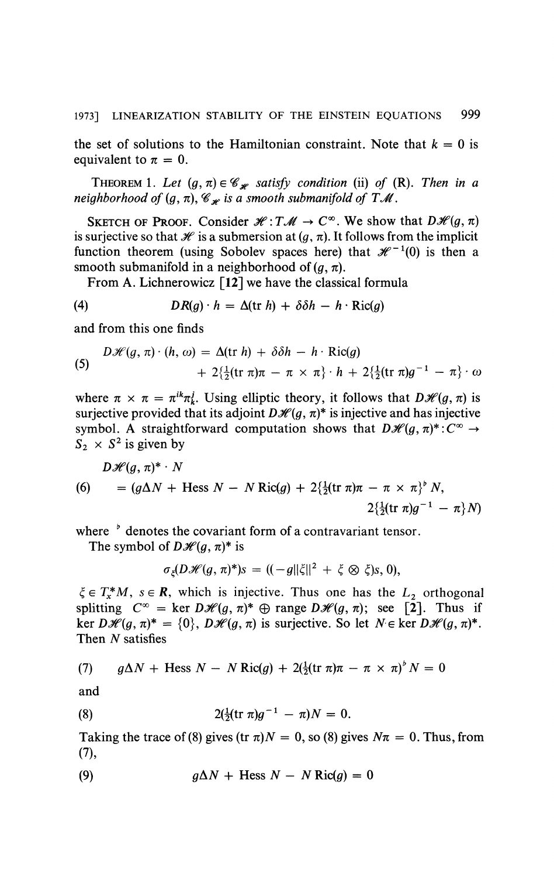the set of solutions to the Hamiltonian constraint. Note that $k = 0$ is equivalent to $\pi = 0$.

THEOREM 1. *Let $(g, \pi) \in \mathscr{C}_{\mathscr{H}}$ satisfy condition* (ii) *of* (R). *Then in a neighborhood of $(g, \pi)$, $\mathscr{C}_{\mathscr{H}}$ is a smooth submanifold of $T\mathscr{M}$.*

SKETCH OF PROOF. Consider $\mathscr{H}: T\mathscr{M} \to C^\infty$. We show that $D\mathscr{H}(g, \pi)$ is surjective so that $\mathscr{H}$ is a submersion at $(g, \pi)$. It follows from the implicit function theorem (using Sobolev spaces here) that $\mathscr{H}^{-1}(0)$ is then a smooth submanifold in a neighborhood of $(g, \pi)$.

From A. Lichnerowicz [12] we have the classical formula

$$DR(g) \cdot h = \Delta(\operatorname{tr} h) + \delta\delta h - h \cdot \operatorname{Ric}(g) \tag{4}$$

and from this one finds

$$\begin{aligned} D\mathscr{H}(g, \pi) \cdot (h, \omega) &= \Delta(\operatorname{tr} h) + \delta\delta h - h \cdot \operatorname{Ric}(g) \\ &\quad + 2\{\tfrac{1}{2}(\operatorname{tr} \pi)\pi - \pi \times \pi\} \cdot h + 2\{\tfrac{1}{2}(\operatorname{tr} \pi)g^{-1} - \pi\} \cdot \omega \end{aligned} \tag{5}$$

where $\pi \times \pi = \pi^{ik}\pi_k^j$. Using elliptic theory, it follows that $D\mathscr{H}(g, \pi)$ is surjective provided that its adjoint $D\mathscr{H}(g, \pi)^*$ is injective and has injective symbol. A straightforward computation shows that $D\mathscr{H}(g, \pi)^*: C^\infty \to S_2 \times S^2$ is given by

$$\begin{aligned} &D\mathscr{H}(g, \pi)^* \cdot N \\ &= (g\Delta N + \operatorname{Hess} N - N \operatorname{Ric}(g) + 2\{\tfrac{1}{2}(\operatorname{tr} \pi)\pi - \pi \times \pi\}^\flat N, \\ &\qquad\qquad 2\{\tfrac{1}{2}(\operatorname{tr} \pi)g^{-1} - \pi\}N) \end{aligned} \tag{6}$$

where $^\flat$ denotes the covariant form of a contravariant tensor.

The symbol of $D\mathscr{H}(g, \pi)^*$ is

$$\sigma_\xi(D\mathscr{H}(g, \pi)^*)s = ((-g\|\xi\|^2 + \xi \otimes \xi)s, 0),$$

$\xi \in T_x^*M$, $s \in \mathbf{R}$, which is injective. Thus one has the $L_2$ orthogonal splitting $C^\infty = \ker D\mathscr{H}(g, \pi)^* \oplus \operatorname{range} D\mathscr{H}(g, \pi)$; see [2]. Thus if $\ker D\mathscr{H}(g, \pi)^* = \{0\}$, $D\mathscr{H}(g, \pi)$ is surjective. So let $N \in \ker D\mathscr{H}(g, \pi)^*$. Then $N$ satisfies

$$g\Delta N + \operatorname{Hess} N - N \operatorname{Ric}(g) + 2(\tfrac{1}{2}(\operatorname{tr} \pi)\pi - \pi \times \pi)^\flat N = 0 \tag{7}$$

and

$$2(\tfrac{1}{2}(\operatorname{tr} \pi)g^{-1} - \pi)N = 0. \tag{8}$$

Taking the trace of (8) gives $(\operatorname{tr} \pi)N = 0$, so (8) gives $N\pi = 0$. Thus, from (7),

$$g\Delta N + \operatorname{Hess} N - N \operatorname{Ric}(g) = 0 \tag{9}$$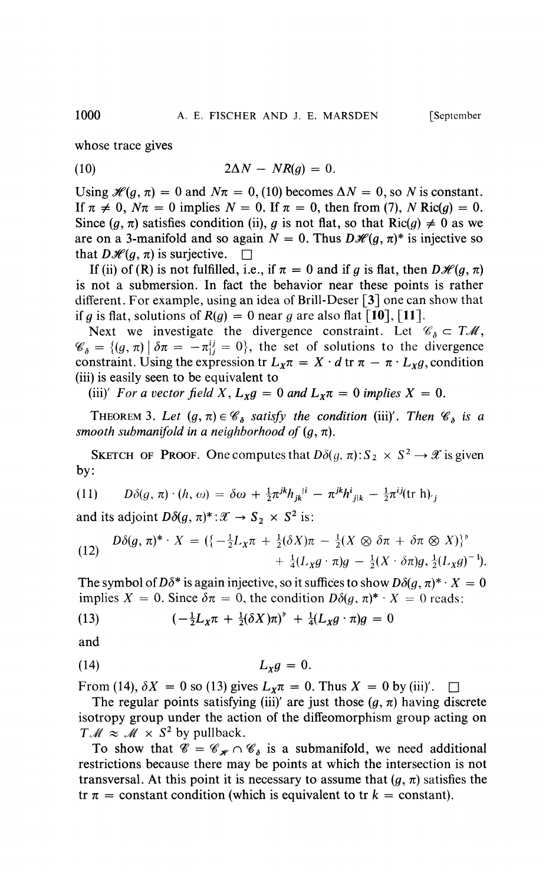whose trace gives

$$(10) \qquad 2\Delta N - NR(g) = 0.$$

Using $\mathscr{H}(g, \pi) = 0$ and $N\pi = 0$, (10) becomes $\Delta N = 0$, so $N$ is constant. If $\pi \neq 0$, $N\pi = 0$ implies $N = 0$. If $\pi = 0$, then from (7), $N \operatorname{Ric}(g) = 0$. Since $(g, \pi)$ satisfies condition (ii), $g$ is not flat, so that $\operatorname{Ric}(g) \neq 0$ as we are on a 3-manifold and so again $N = 0$. Thus $D\mathscr{H}(g, \pi)^*$ is injective so that $D\mathscr{H}(g, \pi)$ is surjective. $\square$

If (ii) of (R) is not fulfilled, i.e., if $\pi = 0$ and if $g$ is flat, then $D\mathscr{H}(g, \pi)$ is not a submersion. In fact the behavior near these points is rather different. For example, using an idea of Brill-Deser [3] one can show that if $g$ is flat, solutions of $R(g) = 0$ near $g$ are also flat [10], [11].

Next we investigate the divergence constraint. Let $\mathscr{C}_\delta \subset T\mathscr{M}$, $\mathscr{C}_\delta = \{(g, \pi) \mid \delta\pi = -\pi^{ij}_{\ |j} = 0\}$, the set of solutions to the divergence constraint. Using the expression $\operatorname{tr} L_X\pi = X \cdot d \operatorname{tr} \pi - \pi \cdot L_X g$, condition (iii) is easily seen to be equivalent to

(iii)′ *For a vector field $X$, $L_X g = 0$ and $L_X \pi = 0$ implies $X = 0$.*

THEOREM 3. *Let $(g, \pi) \in \mathscr{C}_\delta$ satisfy the condition* (iii)′. *Then $\mathscr{C}_\delta$ is a smooth submanifold in a neighborhood of $(g, \pi)$.*

SKETCH OF PROOF. One computes that $D\delta(g, \pi): S_2 \times S^2 \to \mathscr{X}$ is given by:

$$(11) \qquad D\delta(g, \pi) \cdot (h, \omega) = \delta\omega + \tfrac{1}{2}\pi^{jk}h_{jk}{}^{|i} - \pi^{jk}h^{i}{}_{j|k} - \tfrac{1}{2}\pi^{ij}(\operatorname{tr} h)_{,j}$$

and its adjoint $D\delta(g, \pi)^*: \mathscr{X} \to S_2 \times S^2$ is:

$$(12) \qquad \begin{aligned} D\delta(g, \pi)^* \cdot X = (\{&-\tfrac{1}{2}L_X\pi + \tfrac{1}{2}(\delta X)\pi - \tfrac{1}{2}(X \otimes \delta\pi + \delta\pi \otimes X)\}^\flat \\ &+ \tfrac{1}{4}(L_X g \cdot \pi)g - \tfrac{1}{2}(X \cdot \delta\pi)g, \tfrac{1}{2}(L_X g)^{-1}). \end{aligned}$$

The symbol of $D\delta^*$ is again injective, so it suffices to show $D\delta(g, \pi)^* \cdot X = 0$ implies $X = 0$. Since $\delta\pi = 0$, the condition $D\delta(g, \pi)^* \cdot X = 0$ reads:

$$(13) \qquad (-\tfrac{1}{2}L_X\pi + \tfrac{1}{2}(\delta X)\pi)^\flat + \tfrac{1}{4}(L_X g \cdot \pi)g = 0$$

and

$$(14) \qquad L_X g = 0.$$

From (14), $\delta X = 0$ so (13) gives $L_X\pi = 0$. Thus $X = 0$ by (iii)′. $\square$

The regular points satisfying (iii)′ are just those $(g, \pi)$ having discrete isotropy group under the action of the diffeomorphism group acting on $T\mathscr{M} \approx \mathscr{M} \times S^2$ by pullback.

To show that $\mathscr{C} = \mathscr{C}_\mathscr{H} \cap \mathscr{C}_\delta$ is a submanifold, we need additional restrictions because there may be points at which the intersection is not transversal. At this point it is necessary to assume that $(g, \pi)$ satisfies the $\operatorname{tr} \pi = \text{constant}$ condition (which is equivalent to $\operatorname{tr} k = \text{constant}$).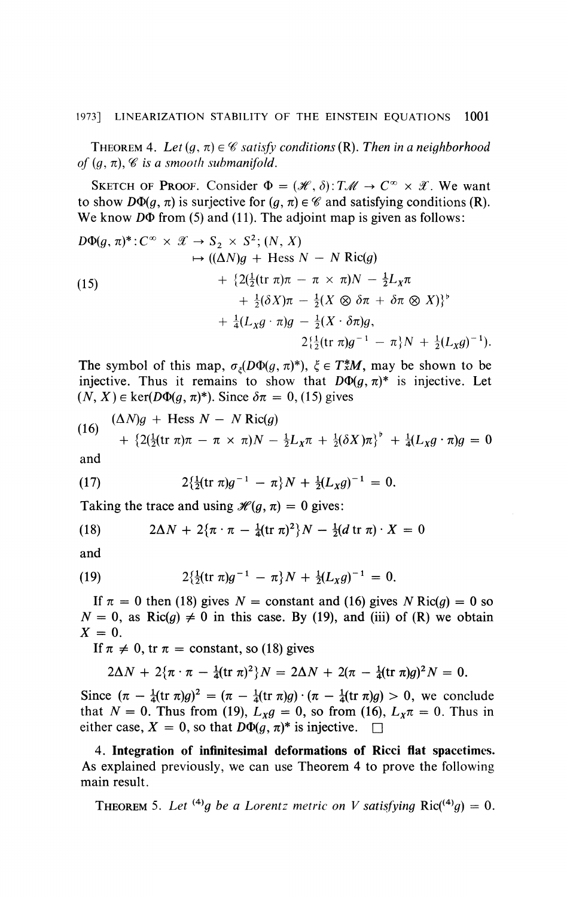**THEOREM 4.** *Let $(g, \pi) \in \mathscr{C}$ satisfy conditions* (R). *Then in a neighborhood of $(g, \pi)$, $\mathscr{C}$ is a smooth submanifold.*

SKETCH OF PROOF. Consider $\Phi = (\mathscr{H}, \delta): T\mathscr{M} \to C^\infty \times \mathscr{X}$. We want to show $D\Phi(g, \pi)$ is surjective for $(g, \pi) \in \mathscr{C}$ and satisfying conditions (R). We know $D\Phi$ from (5) and (11). The adjoint map is given as follows:

$$
\begin{aligned}
D\Phi(g, \pi)^*: C^\infty \times \mathscr{X} \to S_2 \times S^2; (N, X) \\
\mapsto ((\Delta N)g + \operatorname{Hess} N - N \operatorname{Ric}(g) \\
+ \{2(\tfrac{1}{2}(\operatorname{tr} \pi)\pi - \pi \times \pi)N - \tfrac{1}{2}L_X\pi \\
+ \tfrac{1}{2}(\delta X)\pi - \tfrac{1}{2}(X \otimes \delta\pi + \delta\pi \otimes X)\}^\flat \\
+ \tfrac{1}{4}(L_X g \cdot \pi)g - \tfrac{1}{2}(X \cdot \delta\pi)g, \\
2\{\tfrac{1}{2}(\operatorname{tr} \pi)g^{-1} - \pi\}N + \tfrac{1}{2}(L_X g)^{-1}).
\end{aligned} \tag{15}
$$

The symbol of this map, $\sigma_\xi(D\Phi(g, \pi)^*)$, $\xi \in T_x^*M$, may be shown to be injective. Thus it remains to show that $D\Phi(g, \pi)^*$ is injective. Let $(N, X) \in \ker(D\Phi(g, \pi)^*)$. Since $\delta\pi = 0$, (15) gives

$$
\begin{aligned}
&(\Delta N)g + \operatorname{Hess} N - N \operatorname{Ric}(g) \\
&+ \{2(\tfrac{1}{2}(\operatorname{tr} \pi)\pi - \pi \times \pi)N - \tfrac{1}{2}L_X\pi + \tfrac{1}{2}(\delta X)\pi\}^\flat + \tfrac{1}{4}(L_X g \cdot \pi)g = 0
\end{aligned} \tag{16}
$$

and

$$
2\{\tfrac{1}{2}(\operatorname{tr} \pi)g^{-1} - \pi\}N + \tfrac{1}{2}(L_X g)^{-1} = 0. \tag{17}
$$

Taking the trace and using $\mathscr{H}(g, \pi) = 0$ gives:

$$
2\Delta N + 2\{\pi \cdot \pi - \tfrac{1}{4}(\operatorname{tr} \pi)^2\}N - \tfrac{1}{2}(d \operatorname{tr} \pi) \cdot X = 0 \tag{18}
$$

and

$$
2\{\tfrac{1}{2}(\operatorname{tr} \pi)g^{-1} - \pi\}N + \tfrac{1}{2}(L_X g)^{-1} = 0. \tag{19}
$$

If $\pi = 0$ then (18) gives $N =$ constant and (16) gives $N \operatorname{Ric}(g) = 0$ so $N = 0$, as $\operatorname{Ric}(g) \neq 0$ in this case. By (19), and (iii) of (R) we obtain $X = 0$.

If $\pi \neq 0$, $\operatorname{tr} \pi =$ constant, so (18) gives

$$
2\Delta N + 2\{\pi \cdot \pi - \tfrac{1}{4}(\operatorname{tr} \pi)^2\}N = 2\Delta N + 2(\pi - \tfrac{1}{4}(\operatorname{tr} \pi)g)^2 N = 0.
$$

Since $(\pi - \frac{1}{4}(\operatorname{tr} \pi)g)^2 = (\pi - \frac{1}{4}(\operatorname{tr} \pi)g) \cdot (\pi - \frac{1}{4}(\operatorname{tr} \pi)g) > 0$, we conclude that $N = 0$. Thus from (19), $L_X g = 0$, so from (16), $L_X \pi = 0$. Thus in either case, $X = 0$, so that $D\Phi(g, \pi)^*$ is injective. $\square$

**4. Integration of infinitesimal deformations of Ricci flat spacetimes.** As explained previously, we can use Theorem 4 to prove the following main result.

**THEOREM 5.** *Let ${}^{(4)}g$ be a Lorentz metric on $V$ satisfying $\operatorname{Ric}({}^{(4)}g) = 0$.*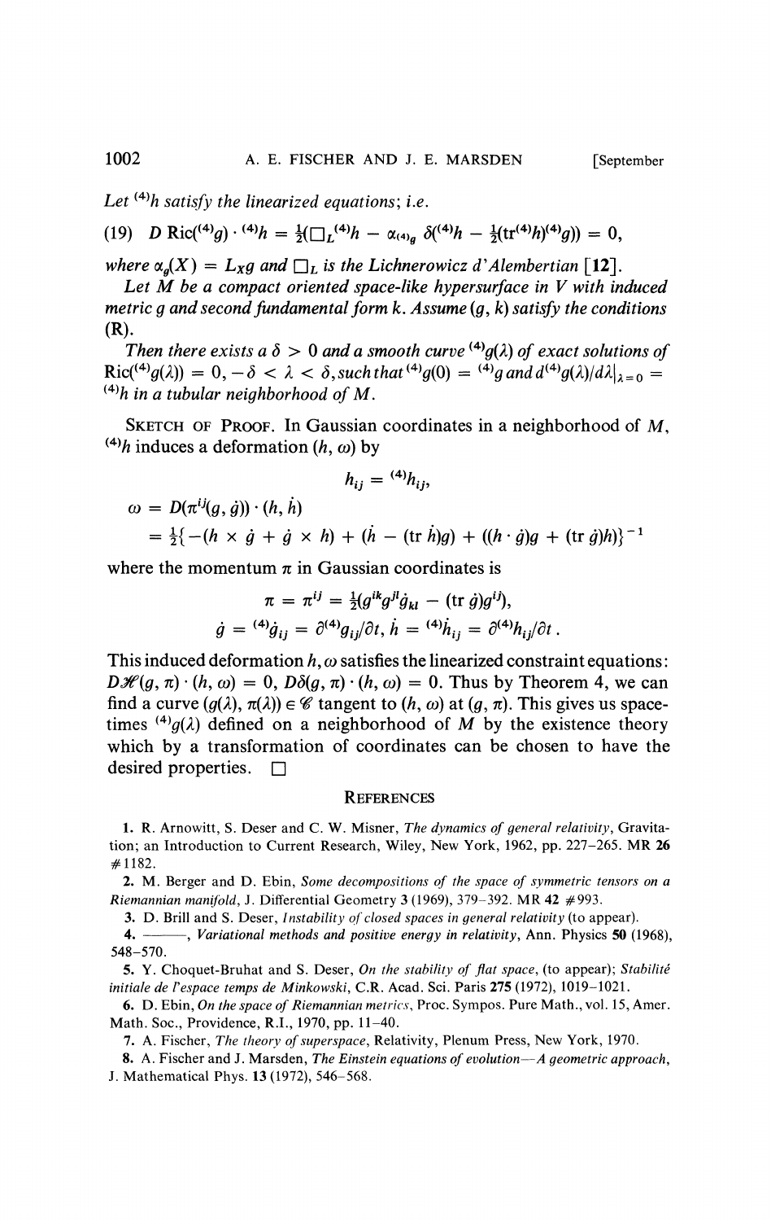*Let ${}^{(4)}h$ satisfy the linearized equations; i.e.*

$$(19)\quad D\,\mathrm{Ric}({}^{(4)}g)\cdot {}^{(4)}h = \tfrac{1}{2}(\Box_L {}^{(4)}h - \alpha_{{}^{(4)}g}\,\delta({}^{(4)}h - \tfrac{1}{2}(\mathrm{tr}\,{}^{(4)}h){}^{(4)}g)) = 0,$$

*where $\alpha_g(X) = L_X g$ and $\Box_L$ is the Lichnerowicz d'Alembertian* [12].

*Let $M$ be a compact oriented space-like hypersurface in $V$ with induced metric $g$ and second fundamental form $k$. Assume $(g, k)$ satisfy the conditions* (R).

*Then there exists a $\delta > 0$ and a smooth curve ${}^{(4)}g(\lambda)$ of exact solutions of $\mathrm{Ric}({}^{(4)}g(\lambda)) = 0$, $-\delta < \lambda < \delta$, such that ${}^{(4)}g(0) = {}^{(4)}g$ and $d\,{}^{(4)}g(\lambda)/d\lambda|_{\lambda=0} = {}^{(4)}h$ in a tubular neighborhood of $M$.*

SKETCH OF PROOF. In Gaussian coordinates in a neighborhood of $M$, ${}^{(4)}h$ induces a deformation $(h, \omega)$ by

$$h_{ij} = {}^{(4)}h_{ij},$$

$$\begin{aligned}\omega &= D(\pi^{ij}(g, \dot g))\cdot(h, \dot h)\\ &= \tfrac{1}{2}\{-(h \times \dot g + \dot g \times h) + (\dot h - (\mathrm{tr}\,\dot h)g) + ((h\cdot \dot g)g + (\mathrm{tr}\,\dot g)h)\}^{-1}\end{aligned}$$

where the momentum $\pi$ in Gaussian coordinates is

$$\pi = \pi^{ij} = \tfrac{1}{2}(g^{ik}g^{jl}\dot g_{kl} - (\mathrm{tr}\,\dot g)g^{ij}),$$

$$\dot g = {}^{(4)}\dot g_{ij} = \partial\,{}^{(4)}g_{ij}/\partial t,\; \dot h = {}^{(4)}\dot h_{ij} = \partial\,{}^{(4)}h_{ij}/\partial t.$$

This induced deformation $h, \omega$ satisfies the linearized constraint equations: $D\mathscr{H}(g, \pi)\cdot(h, \omega) = 0$, $D\delta(g, \pi)\cdot(h, \omega) = 0$. Thus by Theorem 4, we can find a curve $(g(\lambda), \pi(\lambda)) \in \mathscr{C}$ tangent to $(h, \omega)$ at $(g, \pi)$. This gives us space-times ${}^{(4)}g(\lambda)$ defined on a neighborhood of $M$ by the existence theory which by a transformation of coordinates can be chosen to have the desired properties. $\square$

## REFERENCES

1. R. Arnowitt, S. Deser and C. W. Misner, *The dynamics of general relativity*, Gravitation; an Introduction to Current Research, Wiley, New York, 1962, pp. 227–265. MR 26 #1182.
2. M. Berger and D. Ebin, *Some decompositions of the space of symmetric tensors on a Riemannian manifold*, J. Differential Geometry 3 (1969), 379–392. MR 42 #993.
3. D. Brill and S. Deser, *Instability of closed spaces in general relativity* (to appear).
4. ———, *Variational methods and positive energy in relativity*, Ann. Physics 50 (1968), 548–570.
5. Y. Choquet-Bruhat and S. Deser, *On the stability of flat space*, (to appear); *Stabilité initiale de l'espace temps de Minkowski*, C.R. Acad. Sci. Paris 275 (1972), 1019–1021.
6. D. Ebin, *On the space of Riemannian metrics*, Proc. Sympos. Pure Math., vol. 15, Amer. Math. Soc., Providence, R.I., 1970, pp. 11–40.
7. A. Fischer, *The theory of superspace*, Relativity, Plenum Press, New York, 1970.
8. A. Fischer and J. Marsden, *The Einstein equations of evolution—A geometric approach*, J. Mathematical Phys. 13 (1972), 546–568.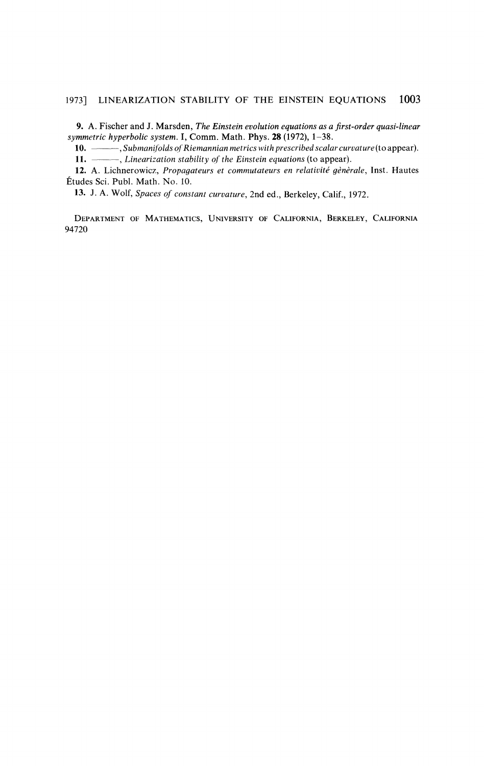**9.** A. Fischer and J. Marsden, *The Einstein evolution equations as a first-order quasi-linear symmetric hyperbolic system*. I, Comm. Math. Phys. **28** (1972), 1–38.

**10.** ———, *Submanifolds of Riemannian metrics with prescribed scalar curvature* (to appear).

**11.** ———, *Linearization stability of the Einstein equations* (to appear).

**12.** A. Lichnerowicz, *Propagateurs et commutateurs en relativité générale*, Inst. Hautes Études Sci. Publ. Math. No. 10.

**13.** J. A. Wolf, *Spaces of constant curvature*, 2nd ed., Berkeley, Calif., 1972.

DEPARTMENT OF MATHEMATICS, UNIVERSITY OF CALIFORNIA, BERKELEY, CALIFORNIA 94720